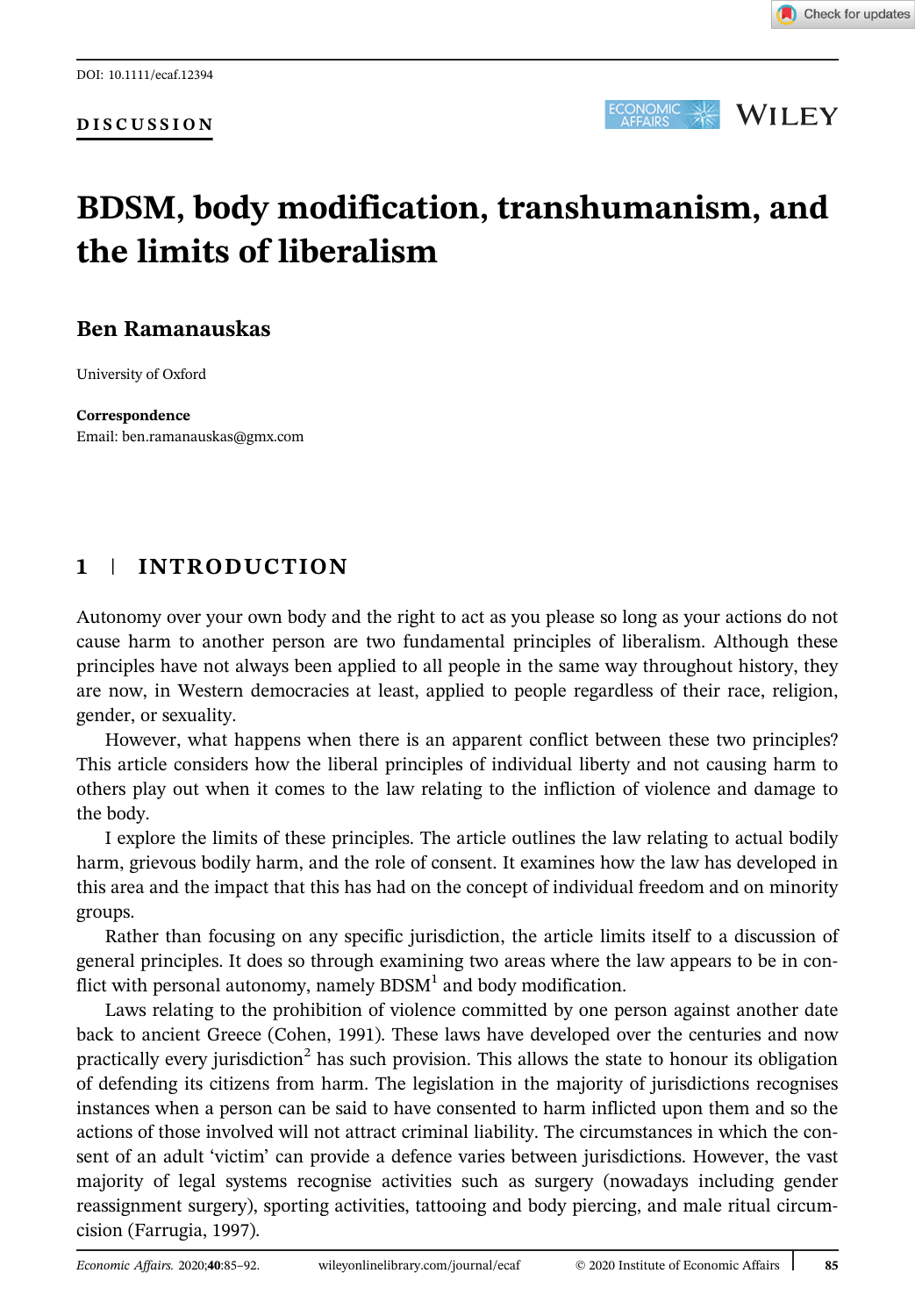DOI: 10.1111/ecaf.12394

**DISCUSSION**

# BDSM, body modification, transhumanism, and the limits of liberalism

**Ben Ramanauskas**

University of Oxford

**Correspondence**
Email: ben.ramanauskas@gmx.com

## 1 | INTRODUCTION

Autonomy over your own body and the right to act as you please so long as your actions do not cause harm to another person are two fundamental principles of liberalism. Although these principles have not always been applied to all people in the same way throughout history, they are now, in Western democracies at least, applied to people regardless of their race, religion, gender, or sexuality.

However, what happens when there is an apparent conflict between these two principles? This article considers how the liberal principles of individual liberty and not causing harm to others play out when it comes to the law relating to the infliction of violence and damage to the body.

I explore the limits of these principles. The article outlines the law relating to actual bodily harm, grievous bodily harm, and the role of consent. It examines how the law has developed in this area and the impact that this has had on the concept of individual freedom and on minority groups.

Rather than focusing on any specific jurisdiction, the article limits itself to a discussion of general principles. It does so through examining two areas where the law appears to be in conflict with personal autonomy, namely BDSM[1] and body modification.

Laws relating to the prohibition of violence committed by one person against another date back to ancient Greece (Cohen, 1991). These laws have developed over the centuries and now practically every jurisdiction[2] has such provision. This allows the state to honour its obligation of defending its citizens from harm. The legislation in the majority of jurisdictions recognises instances when a person can be said to have consented to harm inflicted upon them and so the actions of those involved will not attract criminal liability. The circumstances in which the consent of an adult 'victim' can provide a defence varies between jurisdictions. However, the vast majority of legal systems recognise activities such as surgery (nowadays including gender reassignment surgery), sporting activities, tattooing and body piercing, and male ritual circumcision (Farrugia, 1997).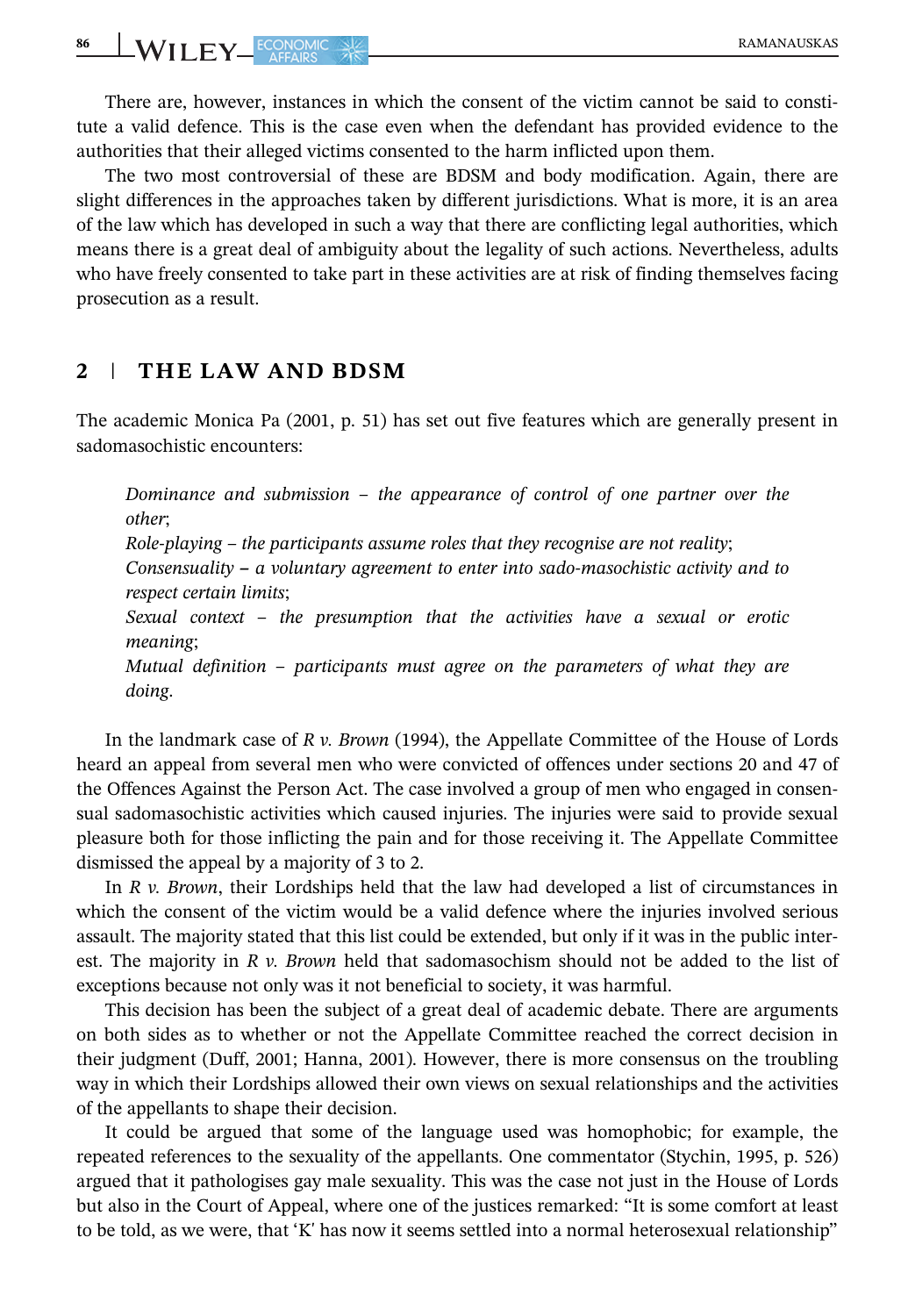There are, however, instances in which the consent of the victim cannot be said to constitute a valid defence. This is the case even when the defendant has provided evidence to the authorities that their alleged victims consented to the harm inflicted upon them.

The two most controversial of these are BDSM and body modification. Again, there are slight differences in the approaches taken by different jurisdictions. What is more, it is an area of the law which has developed in such a way that there are conflicting legal authorities, which means there is a great deal of ambiguity about the legality of such actions. Nevertheless, adults who have freely consented to take part in these activities are at risk of finding themselves facing prosecution as a result.

## 2 | THE LAW AND BDSM

The academic Monica Pa (2001, p. 51) has set out five features which are generally present in sadomasochistic encounters:

> *Dominance and submission – the appearance of control of one partner over the other*;
> *Role-playing – the participants assume roles that they recognise are not reality*;
> *Consensuality* **–** *a voluntary agreement to enter into sado-masochistic activity and to respect certain limits*;
> *Sexual context – the presumption that the activities have a sexual or erotic meaning*;
> *Mutual definition – participants must agree on the parameters of what they are doing.*

In the landmark case of *R v. Brown* (1994), the Appellate Committee of the House of Lords heard an appeal from several men who were convicted of offences under sections 20 and 47 of the Offences Against the Person Act. The case involved a group of men who engaged in consensual sadomasochistic activities which caused injuries. The injuries were said to provide sexual pleasure both for those inflicting the pain and for those receiving it. The Appellate Committee dismissed the appeal by a majority of 3 to 2.

In *R v. Brown*, their Lordships held that the law had developed a list of circumstances in which the consent of the victim would be a valid defence where the injuries involved serious assault. The majority stated that this list could be extended, but only if it was in the public interest. The majority in *R v. Brown* held that sadomasochism should not be added to the list of exceptions because not only was it not beneficial to society, it was harmful.

This decision has been the subject of a great deal of academic debate. There are arguments on both sides as to whether or not the Appellate Committee reached the correct decision in their judgment (Duff, 2001; Hanna, 2001). However, there is more consensus on the troubling way in which their Lordships allowed their own views on sexual relationships and the activities of the appellants to shape their decision.

It could be argued that some of the language used was homophobic; for example, the repeated references to the sexuality of the appellants. One commentator (Stychin, 1995, p. 526) argued that it pathologises gay male sexuality. This was the case not just in the House of Lords but also in the Court of Appeal, where one of the justices remarked: "It is some comfort at least to be told, as we were, that 'K' has now it seems settled into a normal heterosexual relationship"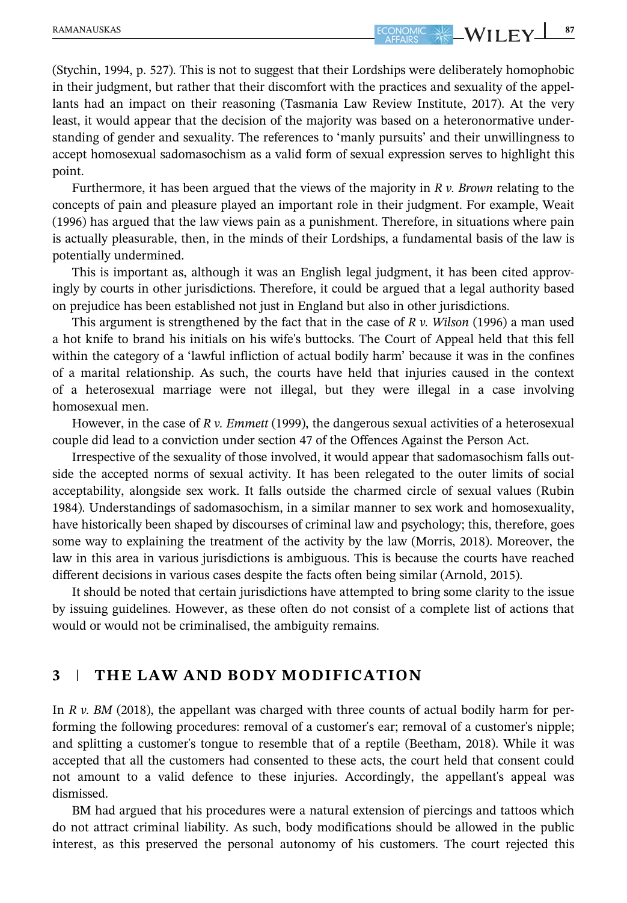(Stychin, 1994, p. 527). This is not to suggest that their Lordships were deliberately homophobic in their judgment, but rather that their discomfort with the practices and sexuality of the appellants had an impact on their reasoning (Tasmania Law Review Institute, 2017). At the very least, it would appear that the decision of the majority was based on a heteronormative understanding of gender and sexuality. The references to 'manly pursuits' and their unwillingness to accept homosexual sadomasochism as a valid form of sexual expression serves to highlight this point.

Furthermore, it has been argued that the views of the majority in *R v. Brown* relating to the concepts of pain and pleasure played an important role in their judgment. For example, Weait (1996) has argued that the law views pain as a punishment. Therefore, in situations where pain is actually pleasurable, then, in the minds of their Lordships, a fundamental basis of the law is potentially undermined.

This is important as, although it was an English legal judgment, it has been cited approvingly by courts in other jurisdictions. Therefore, it could be argued that a legal authority based on prejudice has been established not just in England but also in other jurisdictions.

This argument is strengthened by the fact that in the case of *R v. Wilson* (1996) a man used a hot knife to brand his initials on his wife's buttocks. The Court of Appeal held that this fell within the category of a 'lawful infliction of actual bodily harm' because it was in the confines of a marital relationship. As such, the courts have held that injuries caused in the context of a heterosexual marriage were not illegal, but they were illegal in a case involving homosexual men.

However, in the case of *R v. Emmett* (1999), the dangerous sexual activities of a heterosexual couple did lead to a conviction under section 47 of the Offences Against the Person Act.

Irrespective of the sexuality of those involved, it would appear that sadomasochism falls outside the accepted norms of sexual activity. It has been relegated to the outer limits of social acceptability, alongside sex work. It falls outside the charmed circle of sexual values (Rubin 1984). Understandings of sadomasochism, in a similar manner to sex work and homosexuality, have historically been shaped by discourses of criminal law and psychology; this, therefore, goes some way to explaining the treatment of the activity by the law (Morris, 2018). Moreover, the law in this area in various jurisdictions is ambiguous. This is because the courts have reached different decisions in various cases despite the facts often being similar (Arnold, 2015).

It should be noted that certain jurisdictions have attempted to bring some clarity to the issue by issuing guidelines. However, as these often do not consist of a complete list of actions that would or would not be criminalised, the ambiguity remains.

## 3 | THE LAW AND BODY MODIFICATION

In *R v. BM* (2018), the appellant was charged with three counts of actual bodily harm for performing the following procedures: removal of a customer's ear; removal of a customer's nipple; and splitting a customer's tongue to resemble that of a reptile (Beetham, 2018). While it was accepted that all the customers had consented to these acts, the court held that consent could not amount to a valid defence to these injuries. Accordingly, the appellant's appeal was dismissed.

BM had argued that his procedures were a natural extension of piercings and tattoos which do not attract criminal liability. As such, body modifications should be allowed in the public interest, as this preserved the personal autonomy of his customers. The court rejected this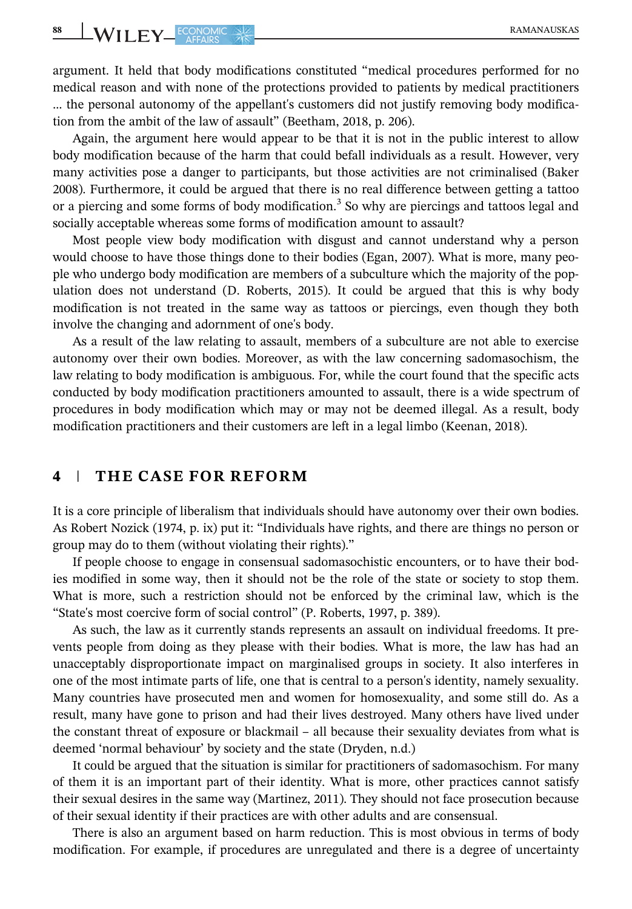argument. It held that body modifications constituted "medical procedures performed for no medical reason and with none of the protections provided to patients by medical practitioners … the personal autonomy of the appellant's customers did not justify removing body modification from the ambit of the law of assault" (Beetham, 2018, p. 206).

Again, the argument here would appear to be that it is not in the public interest to allow body modification because of the harm that could befall individuals as a result. However, very many activities pose a danger to participants, but those activities are not criminalised (Baker 2008). Furthermore, it could be argued that there is no real difference between getting a tattoo or a piercing and some forms of body modification.[3] So why are piercings and tattoos legal and socially acceptable whereas some forms of modification amount to assault?

Most people view body modification with disgust and cannot understand why a person would choose to have those things done to their bodies (Egan, 2007). What is more, many people who undergo body modification are members of a subculture which the majority of the population does not understand (D. Roberts, 2015). It could be argued that this is why body modification is not treated in the same way as tattoos or piercings, even though they both involve the changing and adornment of one's body.

As a result of the law relating to assault, members of a subculture are not able to exercise autonomy over their own bodies. Moreover, as with the law concerning sadomasochism, the law relating to body modification is ambiguous. For, while the court found that the specific acts conducted by body modification practitioners amounted to assault, there is a wide spectrum of procedures in body modification which may or may not be deemed illegal. As a result, body modification practitioners and their customers are left in a legal limbo (Keenan, 2018).

## 4 | THE CASE FOR REFORM

It is a core principle of liberalism that individuals should have autonomy over their own bodies. As Robert Nozick (1974, p. ix) put it: "Individuals have rights, and there are things no person or group may do to them (without violating their rights)."

If people choose to engage in consensual sadomasochistic encounters, or to have their bodies modified in some way, then it should not be the role of the state or society to stop them. What is more, such a restriction should not be enforced by the criminal law, which is the "State's most coercive form of social control" (P. Roberts, 1997, p. 389).

As such, the law as it currently stands represents an assault on individual freedoms. It prevents people from doing as they please with their bodies. What is more, the law has had an unacceptably disproportionate impact on marginalised groups in society. It also interferes in one of the most intimate parts of life, one that is central to a person's identity, namely sexuality. Many countries have prosecuted men and women for homosexuality, and some still do. As a result, many have gone to prison and had their lives destroyed. Many others have lived under the constant threat of exposure or blackmail – all because their sexuality deviates from what is deemed 'normal behaviour' by society and the state (Dryden, n.d.)

It could be argued that the situation is similar for practitioners of sadomasochism. For many of them it is an important part of their identity. What is more, other practices cannot satisfy their sexual desires in the same way (Martinez, 2011). They should not face prosecution because of their sexual identity if their practices are with other adults and are consensual.

There is also an argument based on harm reduction. This is most obvious in terms of body modification. For example, if procedures are unregulated and there is a degree of uncertainty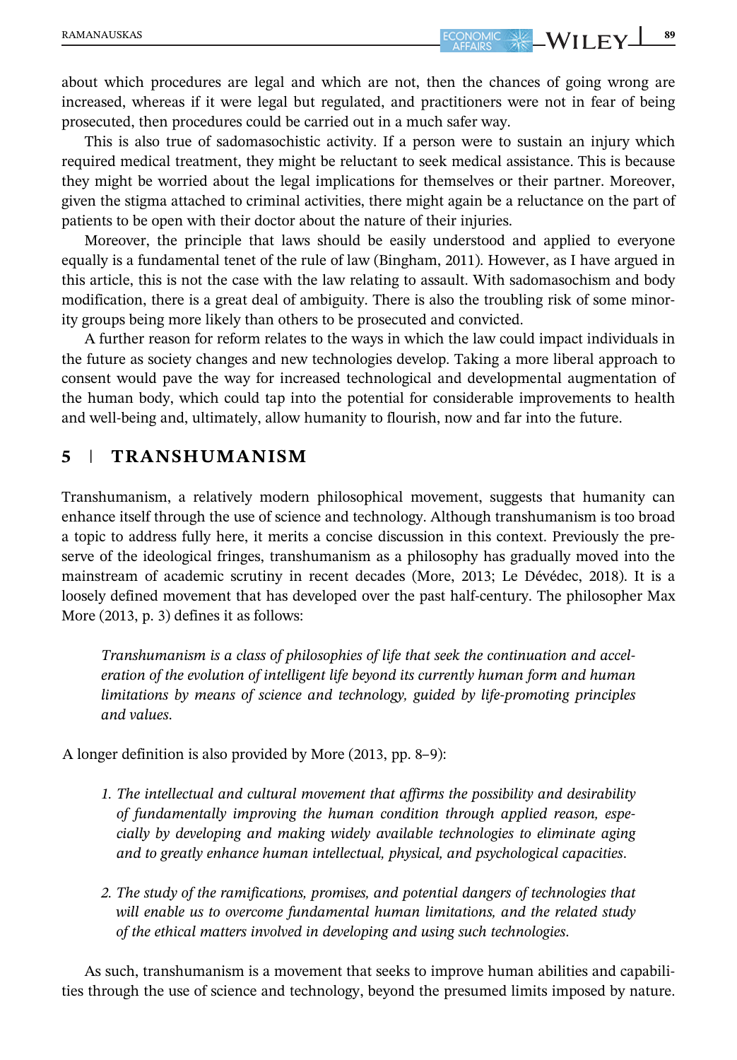about which procedures are legal and which are not, then the chances of going wrong are increased, whereas if it were legal but regulated, and practitioners were not in fear of being prosecuted, then procedures could be carried out in a much safer way.

This is also true of sadomasochistic activity. If a person were to sustain an injury which required medical treatment, they might be reluctant to seek medical assistance. This is because they might be worried about the legal implications for themselves or their partner. Moreover, given the stigma attached to criminal activities, there might again be a reluctance on the part of patients to be open with their doctor about the nature of their injuries.

Moreover, the principle that laws should be easily understood and applied to everyone equally is a fundamental tenet of the rule of law (Bingham, 2011). However, as I have argued in this article, this is not the case with the law relating to assault. With sadomasochism and body modification, there is a great deal of ambiguity. There is also the troubling risk of some minority groups being more likely than others to be prosecuted and convicted.

A further reason for reform relates to the ways in which the law could impact individuals in the future as society changes and new technologies develop. Taking a more liberal approach to consent would pave the way for increased technological and developmental augmentation of the human body, which could tap into the potential for considerable improvements to health and well-being and, ultimately, allow humanity to flourish, now and far into the future.

## 5 | TRANSHUMANISM

Transhumanism, a relatively modern philosophical movement, suggests that humanity can enhance itself through the use of science and technology. Although transhumanism is too broad a topic to address fully here, it merits a concise discussion in this context. Previously the preserve of the ideological fringes, transhumanism as a philosophy has gradually moved into the mainstream of academic scrutiny in recent decades (More, 2013; Le Dévédec, 2018). It is a loosely defined movement that has developed over the past half-century. The philosopher Max More (2013, p. 3) defines it as follows:

> *Transhumanism is a class of philosophies of life that seek the continuation and acceleration of the evolution of intelligent life beyond its currently human form and human limitations by means of science and technology, guided by life-promoting principles and values.*

A longer definition is also provided by More (2013, pp. 8–9):

> 1. *The intellectual and cultural movement that affirms the possibility and desirability of fundamentally improving the human condition through applied reason, especially by developing and making widely available technologies to eliminate aging and to greatly enhance human intellectual, physical, and psychological capacities.*
>
> 2. *The study of the ramifications, promises, and potential dangers of technologies that will enable us to overcome fundamental human limitations, and the related study of the ethical matters involved in developing and using such technologies.*

As such, transhumanism is a movement that seeks to improve human abilities and capabilities through the use of science and technology, beyond the presumed limits imposed by nature.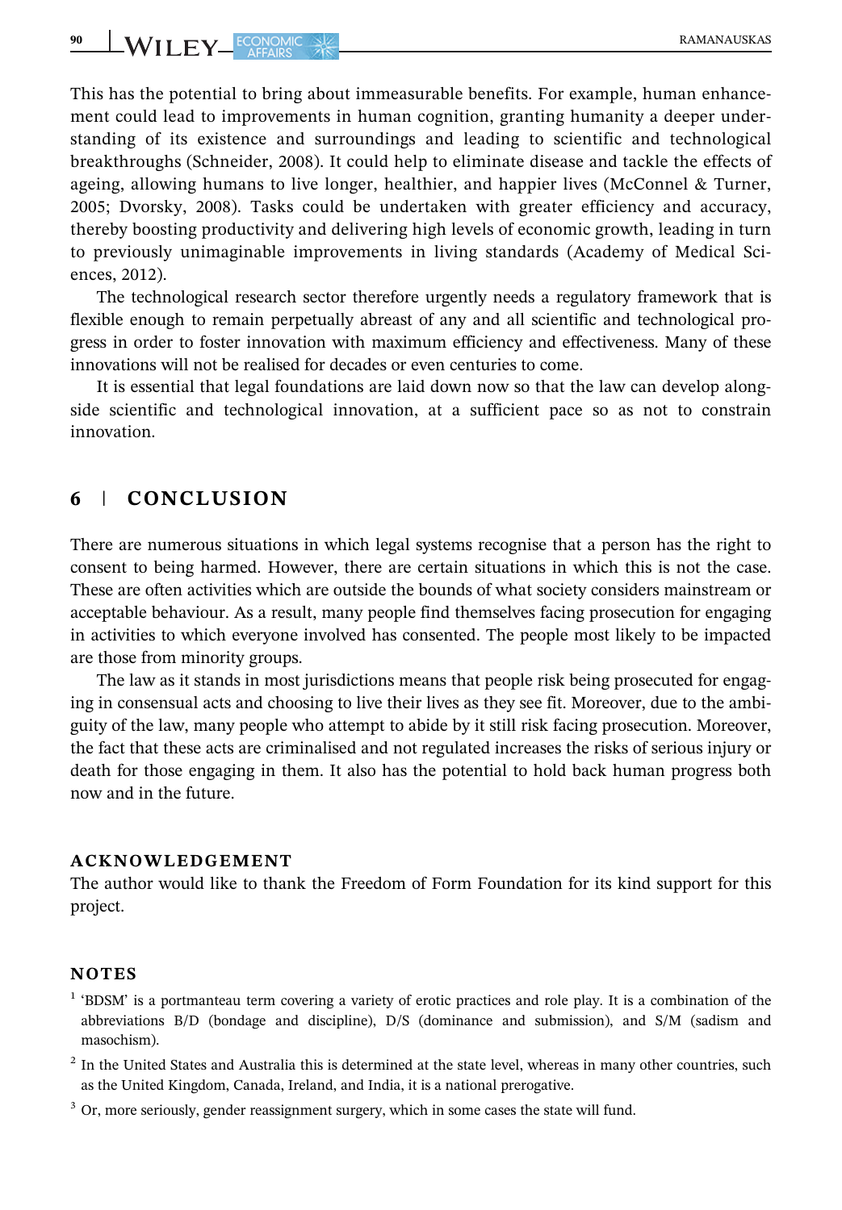This has the potential to bring about immeasurable benefits. For example, human enhancement could lead to improvements in human cognition, granting humanity a deeper understanding of its existence and surroundings and leading to scientific and technological breakthroughs (Schneider, 2008). It could help to eliminate disease and tackle the effects of ageing, allowing humans to live longer, healthier, and happier lives (McConnel & Turner, 2005; Dvorsky, 2008). Tasks could be undertaken with greater efficiency and accuracy, thereby boosting productivity and delivering high levels of economic growth, leading in turn to previously unimaginable improvements in living standards (Academy of Medical Sciences, 2012).

The technological research sector therefore urgently needs a regulatory framework that is flexible enough to remain perpetually abreast of any and all scientific and technological progress in order to foster innovation with maximum efficiency and effectiveness. Many of these innovations will not be realised for decades or even centuries to come.

It is essential that legal foundations are laid down now so that the law can develop alongside scientific and technological innovation, at a sufficient pace so as not to constrain innovation.

## 6 | CONCLUSION

There are numerous situations in which legal systems recognise that a person has the right to consent to being harmed. However, there are certain situations in which this is not the case. These are often activities which are outside the bounds of what society considers mainstream or acceptable behaviour. As a result, many people find themselves facing prosecution for engaging in activities to which everyone involved has consented. The people most likely to be impacted are those from minority groups.

The law as it stands in most jurisdictions means that people risk being prosecuted for engaging in consensual acts and choosing to live their lives as they see fit. Moreover, due to the ambiguity of the law, many people who attempt to abide by it still risk facing prosecution. Moreover, the fact that these acts are criminalised and not regulated increases the risks of serious injury or death for those engaging in them. It also has the potential to hold back human progress both now and in the future.

### ACKNOWLEDGEMENT

The author would like to thank the Freedom of Form Foundation for its kind support for this project.

### NOTES

[1] 'BDSM' is a portmanteau term covering a variety of erotic practices and role play. It is a combination of the abbreviations B/D (bondage and discipline), D/S (dominance and submission), and S/M (sadism and masochism).

[2] In the United States and Australia this is determined at the state level, whereas in many other countries, such as the United Kingdom, Canada, Ireland, and India, it is a national prerogative.

[3] Or, more seriously, gender reassignment surgery, which in some cases the state will fund.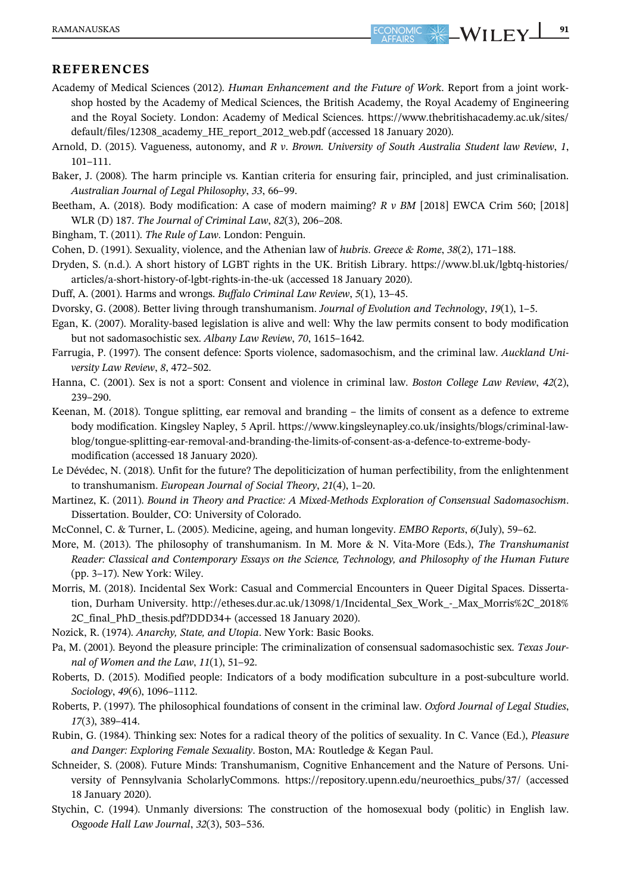## REFERENCES

Academy of Medical Sciences (2012). *Human Enhancement and the Future of Work*. Report from a joint workshop hosted by the Academy of Medical Sciences, the British Academy, the Royal Academy of Engineering and the Royal Society. London: Academy of Medical Sciences. https://www.thebritishacademy.ac.uk/sites/default/files/12308_academy_HE_report_2012_web.pdf (accessed 18 January 2020).

Arnold, D. (2015). Vagueness, autonomy, and *R v. Brown*. *University of South Australia Student law Review*, *1*, 101–111.

Baker, J. (2008). The harm principle vs. Kantian criteria for ensuring fair, principled, and just criminalisation. *Australian Journal of Legal Philosophy*, *33*, 66–99.

Beetham, A. (2018). Body modification: A case of modern maiming? *R v BM* [2018] EWCA Crim 560; [2018] WLR (D) 187. *The Journal of Criminal Law*, *82*(3), 206–208.

Bingham, T. (2011). *The Rule of Law*. London: Penguin.

Cohen, D. (1991). Sexuality, violence, and the Athenian law of *hubris*. *Greece & Rome*, *38*(2), 171–188.

Dryden, S. (n.d.). A short history of LGBT rights in the UK. British Library. https://www.bl.uk/lgbtq-histories/articles/a-short-history-of-lgbt-rights-in-the-uk (accessed 18 January 2020).

Duff, A. (2001). Harms and wrongs. *Buffalo Criminal Law Review*, *5*(1), 13–45.

Dvorsky, G. (2008). Better living through transhumanism. *Journal of Evolution and Technology*, *19*(1), 1–5.

Egan, K. (2007). Morality-based legislation is alive and well: Why the law permits consent to body modification but not sadomasochistic sex. *Albany Law Review*, *70*, 1615–1642.

Farrugia, P. (1997). The consent defence: Sports violence, sadomasochism, and the criminal law. *Auckland University Law Review*, *8*, 472–502.

Hanna, C. (2001). Sex is not a sport: Consent and violence in criminal law. *Boston College Law Review*, *42*(2), 239–290.

Keenan, M. (2018). Tongue splitting, ear removal and branding – the limits of consent as a defence to extreme body modification. Kingsley Napley, 5 April. https://www.kingsleynapley.co.uk/insights/blogs/criminal-law-blog/tongue-splitting-ear-removal-and-branding-the-limits-of-consent-as-a-defence-to-extreme-body-modification (accessed 18 January 2020).

Le Dévédec, N. (2018). Unfit for the future? The depoliticization of human perfectibility, from the enlightenment to transhumanism. *European Journal of Social Theory*, *21*(4), 1–20.

Martinez, K. (2011). *Bound in Theory and Practice: A Mixed-Methods Exploration of Consensual Sadomasochism*. Dissertation. Boulder, CO: University of Colorado.

McConnel, C. & Turner, L. (2005). Medicine, ageing, and human longevity. *EMBO Reports*, *6*(July), 59–62.

More, M. (2013). The philosophy of transhumanism. In M. More & N. Vita-More (Eds.), *The Transhumanist Reader: Classical and Contemporary Essays on the Science, Technology, and Philosophy of the Human Future* (pp. 3–17). New York: Wiley.

Morris, M. (2018). Incidental Sex Work: Casual and Commercial Encounters in Queer Digital Spaces. Dissertation, Durham University. http://etheses.dur.ac.uk/13098/1/Incidental_Sex_Work_-_Max_Morris%2C_2018%2C_final_PhD_thesis.pdf?DDD34+ (accessed 18 January 2020).

Nozick, R. (1974). *Anarchy, State, and Utopia*. New York: Basic Books.

Pa, M. (2001). Beyond the pleasure principle: The criminalization of consensual sadomasochistic sex. *Texas Journal of Women and the Law*, *11*(1), 51–92.

Roberts, D. (2015). Modified people: Indicators of a body modification subculture in a post-subculture world. *Sociology*, *49*(6), 1096–1112.

Roberts, P. (1997). The philosophical foundations of consent in the criminal law. *Oxford Journal of Legal Studies*, *17*(3), 389–414.

Rubin, G. (1984). Thinking sex: Notes for a radical theory of the politics of sexuality. In C. Vance (Ed.), *Pleasure and Danger: Exploring Female Sexuality*. Boston, MA: Routledge & Kegan Paul.

Schneider, S. (2008). Future Minds: Transhumanism, Cognitive Enhancement and the Nature of Persons. University of Pennsylvania ScholarlyCommons. https://repository.upenn.edu/neuroethics_pubs/37/ (accessed 18 January 2020).

Stychin, C. (1994). Unmanly diversions: The construction of the homosexual body (politic) in English law. *Osgoode Hall Law Journal*, *32*(3), 503–536.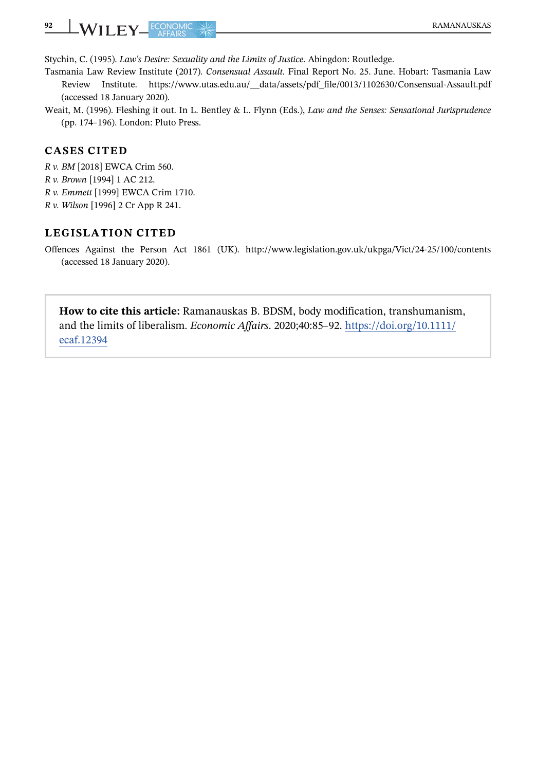Stychin, C. (1995). *Law's Desire: Sexuality and the Limits of Justice*. Abingdon: Routledge.

Tasmania Law Review Institute (2017). *Consensual Assault*. Final Report No. 25. June. Hobart: Tasmania Law Review Institute. https://www.utas.edu.au/__data/assets/pdf_file/0013/1102630/Consensual-Assault.pdf (accessed 18 January 2020).

Weait, M. (1996). Fleshing it out. In L. Bentley & L. Flynn (Eds.), *Law and the Senses: Sensational Jurisprudence* (pp. 174–196). London: Pluto Press.

## CASES CITED

*R v. BM* [2018] EWCA Crim 560.

*R v. Brown* [1994] 1 AC 212.

*R v. Emmett* [1999] EWCA Crim 1710.

*R v. Wilson* [1996] 2 Cr App R 241.

## LEGISLATION CITED

Offences Against the Person Act 1861 (UK). http://www.legislation.gov.uk/ukpga/Vict/24-25/100/contents (accessed 18 January 2020).

**How to cite this article:** Ramanauskas B. BDSM, body modification, transhumanism, and the limits of liberalism. *Economic Affairs*. 2020;40:85–92. https://doi.org/10.1111/ecaf.12394